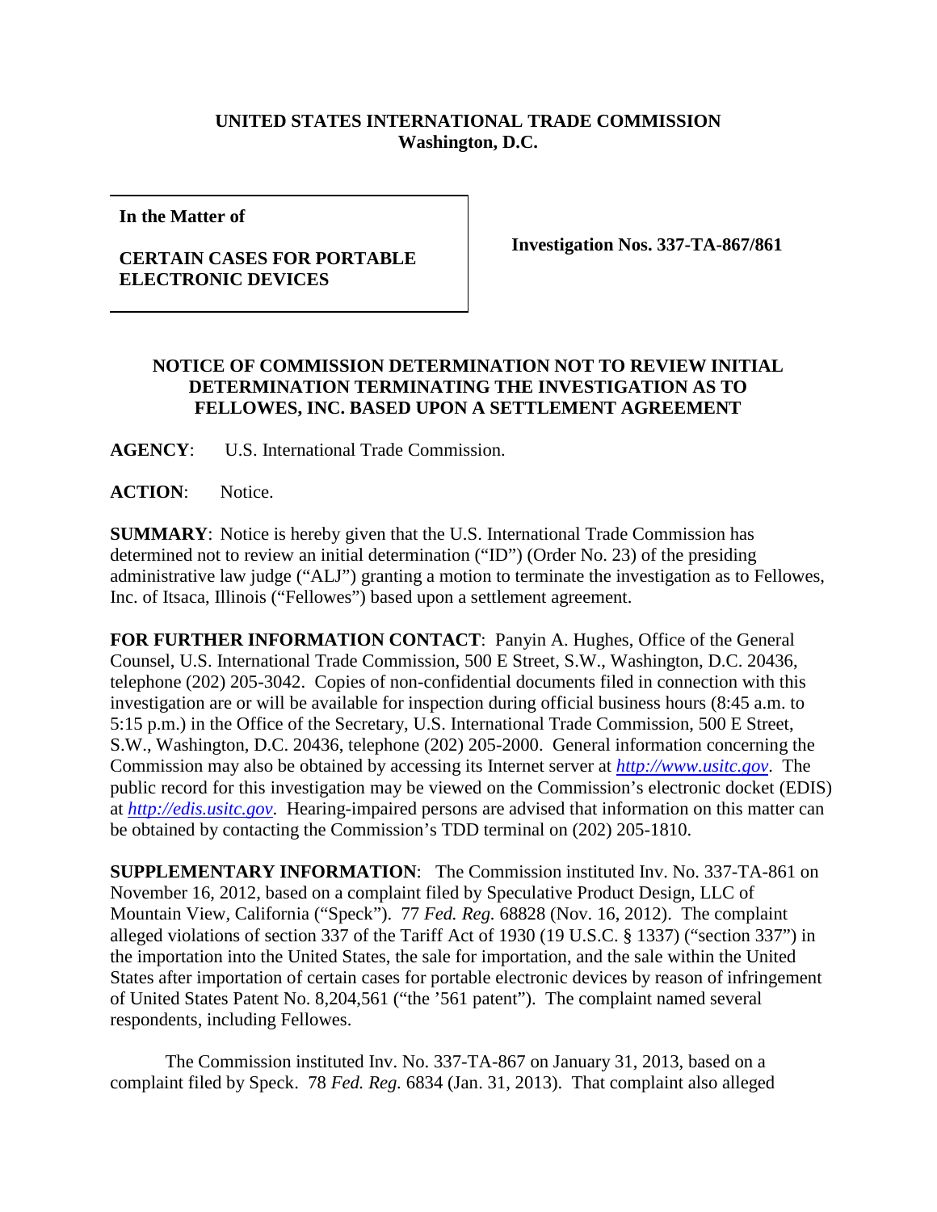**UNITED STATES INTERNATIONAL TRADE COMMISSION**
**Washington, D.C.**

| **In the Matter of**<br><br>**CERTAIN CASES FOR PORTABLE ELECTRONIC DEVICES** | **Investigation Nos. 337-TA-867/861** |
|---|---|

**NOTICE OF COMMISSION DETERMINATION NOT TO REVIEW INITIAL DETERMINATION TERMINATING THE INVESTIGATION AS TO FELLOWES, INC. BASED UPON A SETTLEMENT AGREEMENT**

**AGENCY**: U.S. International Trade Commission.

**ACTION**: Notice.

**SUMMARY**: Notice is hereby given that the U.S. International Trade Commission has determined not to review an initial determination ("ID") (Order No. 23) of the presiding administrative law judge ("ALJ") granting a motion to terminate the investigation as to Fellowes, Inc. of Itsaca, Illinois ("Fellowes") based upon a settlement agreement.

**FOR FURTHER INFORMATION CONTACT**: Panyin A. Hughes, Office of the General Counsel, U.S. International Trade Commission, 500 E Street, S.W., Washington, D.C. 20436, telephone (202) 205-3042. Copies of non-confidential documents filed in connection with this investigation are or will be available for inspection during official business hours (8:45 a.m. to 5:15 p.m.) in the Office of the Secretary, U.S. International Trade Commission, 500 E Street, S.W., Washington, D.C. 20436, telephone (202) 205-2000. General information concerning the Commission may also be obtained by accessing its Internet server at *http://www.usitc.gov*. The public record for this investigation may be viewed on the Commission's electronic docket (EDIS) at *http://edis.usitc.gov*. Hearing-impaired persons are advised that information on this matter can be obtained by contacting the Commission's TDD terminal on (202) 205-1810.

**SUPPLEMENTARY INFORMATION**: The Commission instituted Inv. No. 337-TA-861 on November 16, 2012, based on a complaint filed by Speculative Product Design, LLC of Mountain View, California ("Speck"). 77 *Fed. Reg.* 68828 (Nov. 16, 2012). The complaint alleged violations of section 337 of the Tariff Act of 1930 (19 U.S.C. § 1337) ("section 337") in the importation into the United States, the sale for importation, and the sale within the United States after importation of certain cases for portable electronic devices by reason of infringement of United States Patent No. 8,204,561 ("the '561 patent"). The complaint named several respondents, including Fellowes.

The Commission instituted Inv. No. 337-TA-867 on January 31, 2013, based on a complaint filed by Speck. 78 *Fed. Reg.* 6834 (Jan. 31, 2013). That complaint also alleged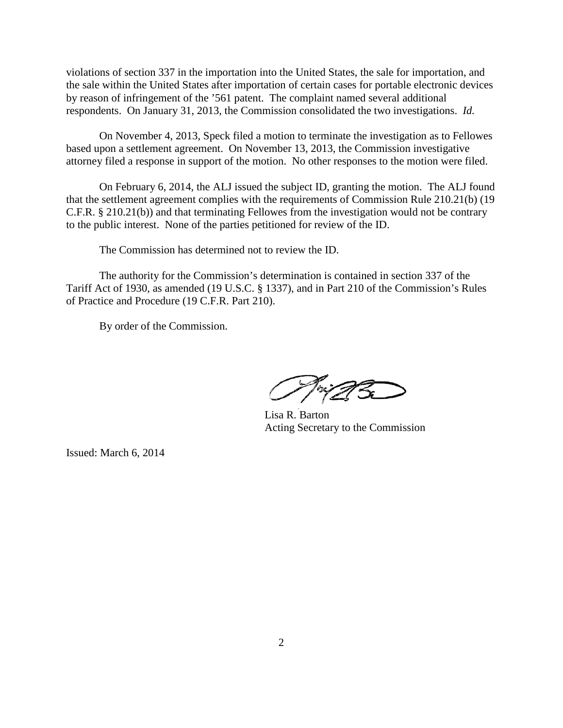violations of section 337 in the importation into the United States, the sale for importation, and the sale within the United States after importation of certain cases for portable electronic devices by reason of infringement of the '561 patent. The complaint named several additional respondents. On January 31, 2013, the Commission consolidated the two investigations. *Id.*

On November 4, 2013, Speck filed a motion to terminate the investigation as to Fellowes based upon a settlement agreement. On November 13, 2013, the Commission investigative attorney filed a response in support of the motion. No other responses to the motion were filed.

On February 6, 2014, the ALJ issued the subject ID, granting the motion. The ALJ found that the settlement agreement complies with the requirements of Commission Rule 210.21(b) (19 C.F.R. § 210.21(b)) and that terminating Fellowes from the investigation would not be contrary to the public interest. None of the parties petitioned for review of the ID.

The Commission has determined not to review the ID.

The authority for the Commission's determination is contained in section 337 of the Tariff Act of 1930, as amended (19 U.S.C. § 1337), and in Part 210 of the Commission's Rules of Practice and Procedure (19 C.F.R. Part 210).

By order of the Commission.

Lisa R. Barton
Acting Secretary to the Commission

Issued: March 6, 2014